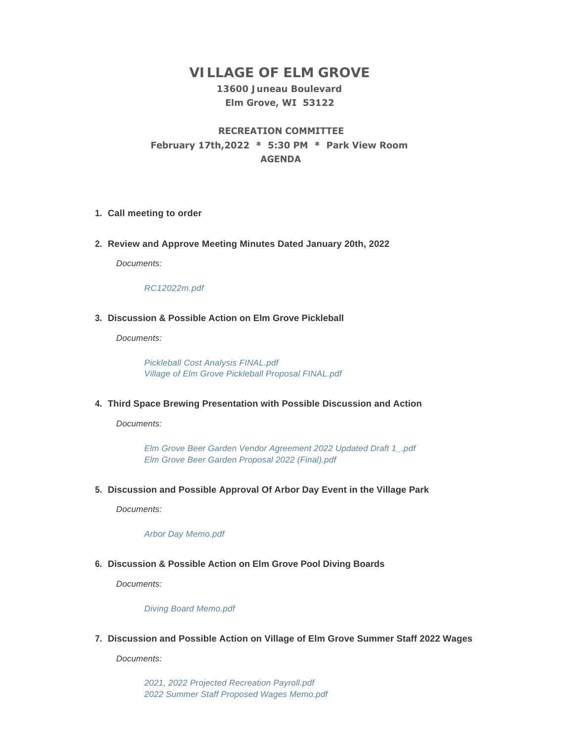# VILLAGE OF ELM GROVE

**13600 Juneau Boulevard**
**Elm Grove, WI 53122**

**RECREATION COMMITTEE**
**February 17th,2022 * 5:30 PM * Park View Room**
**AGENDA**

1. **Call meeting to order**

2. **Review and Approve Meeting Minutes Dated January 20th, 2022**

   *Documents:*

   *RC12022m.pdf*

3. **Discussion & Possible Action on Elm Grove Pickleball**

   *Documents:*

   *Pickleball Cost Analysis FINAL.pdf*
   *Village of Elm Grove Pickleball Proposal FINAL.pdf*

4. **Third Space Brewing Presentation with Possible Discussion and Action**

   *Documents:*

   *Elm Grove Beer Garden Vendor Agreement 2022 Updated Draft 1_.pdf*
   *Elm Grove Beer Garden Proposal 2022 (Final).pdf*

5. **Discussion and Possible Approval Of Arbor Day Event in the Village Park**

   *Documents:*

   *Arbor Day Memo.pdf*

6. **Discussion & Possible Action on Elm Grove Pool Diving Boards**

   *Documents:*

   *Diving Board Memo.pdf*

7. **Discussion and Possible Action on Village of Elm Grove Summer Staff 2022 Wages**

   *Documents:*

   *2021, 2022 Projected Recreation Payroll.pdf*
   *2022 Summer Staff Proposed Wages Memo.pdf*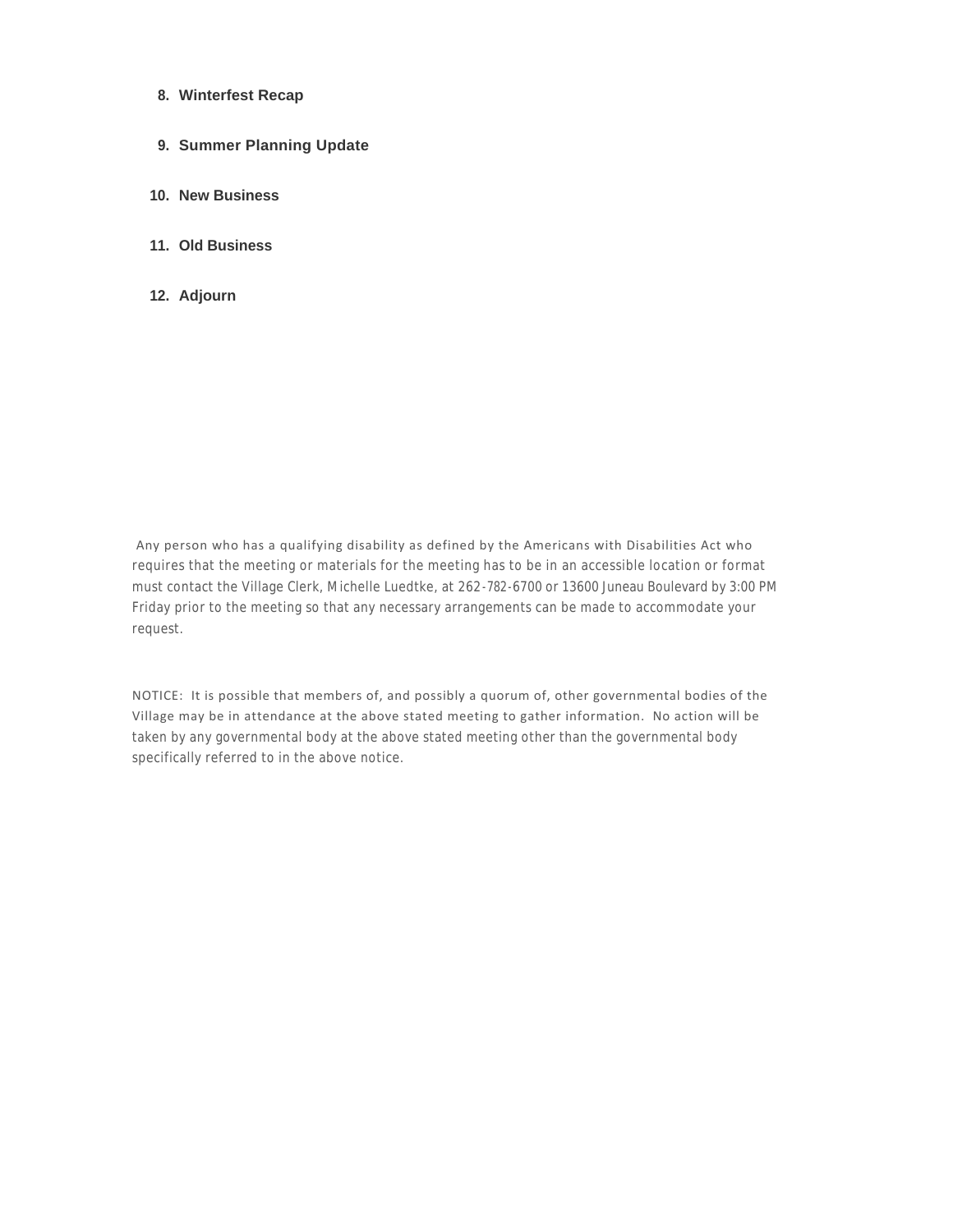8. **Winterfest Recap**

9. **Summer Planning Update**

10. **New Business**

11. **Old Business**

12. **Adjourn**

Any person who has a qualifying disability as defined by the Americans with Disabilities Act who requires that the meeting or materials for the meeting has to be in an accessible location or format must contact the Village Clerk, Michelle Luedtke, at 262-782-6700 or 13600 Juneau Boulevard by 3:00 PM Friday prior to the meeting so that any necessary arrangements can be made to accommodate your request.

NOTICE: It is possible that members of, and possibly a quorum of, other governmental bodies of the Village may be in attendance at the above stated meeting to gather information. No action will be taken by any governmental body at the above stated meeting other than the governmental body specifically referred to in the above notice.